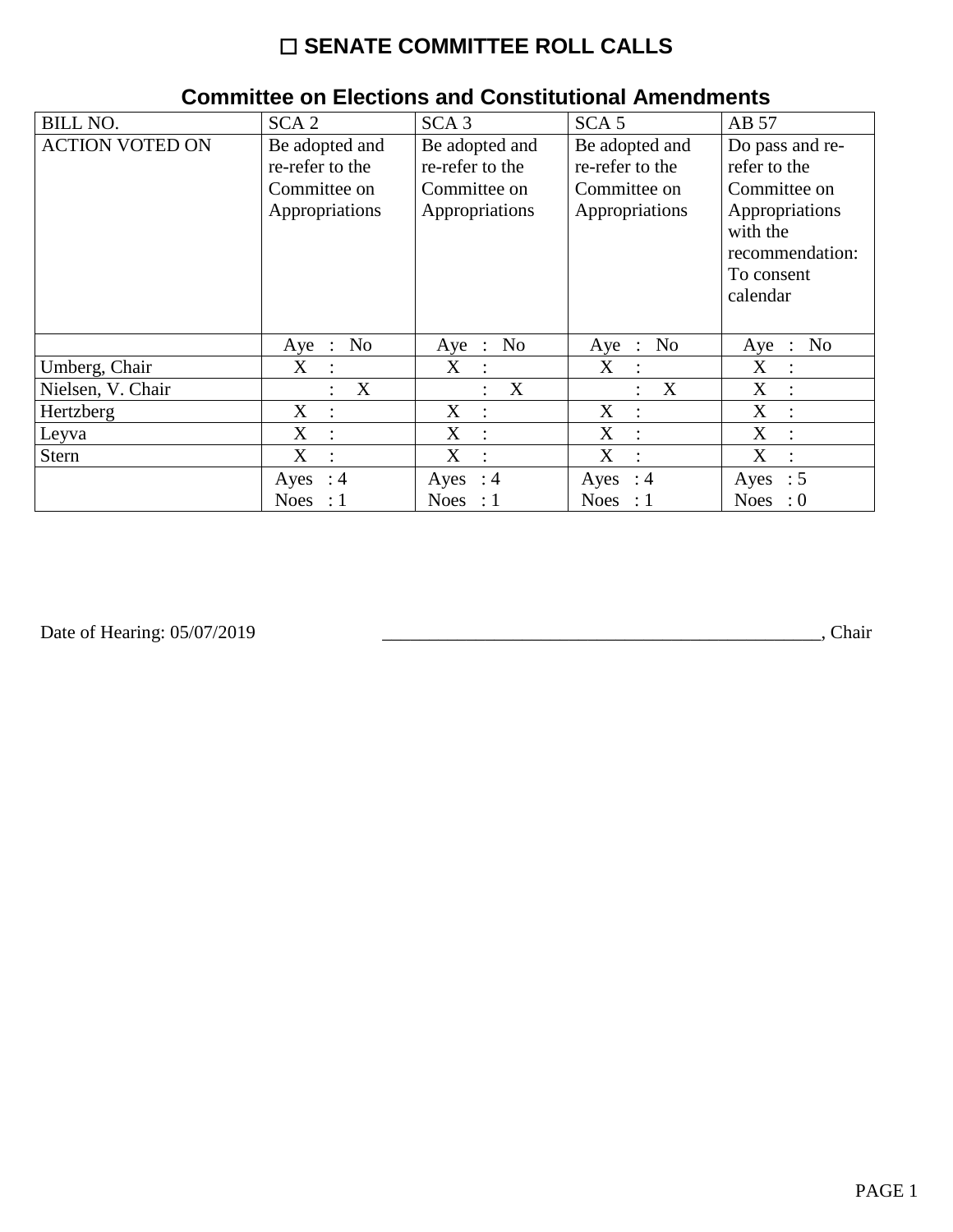# ☐ SENATE COMMITTEE ROLL CALLS

## Committee on Elections and Constitutional Amendments

| BILL NO. | SCA 2 | SCA 3 | SCA 5 | AB 57 |
|---|---|---|---|---|
| ACTION VOTED ON | Be adopted and re-refer to the Committee on Appropriations | Be adopted and re-refer to the Committee on Appropriations | Be adopted and re-refer to the Committee on Appropriations | Do pass and re-refer to the Committee on Appropriations with the recommendation: To consent calendar |
| | Aye : No | Aye : No | Aye : No | Aye : No |
| Umberg, Chair | X : | X : | X : | X : |
| Nielsen, V. Chair | : X | : X | : X | X : |
| Hertzberg | X : | X : | X : | X : |
| Leyva | X : | X : | X : | X : |
| Stern | X : | X : | X : | X : |
| | Ayes : 4<br>Noes : 1 | Ayes : 4<br>Noes : 1 | Ayes : 4<br>Noes : 1 | Ayes : 5<br>Noes : 0 |

Date of Hearing: 05/07/2019 _______________________________________________, Chair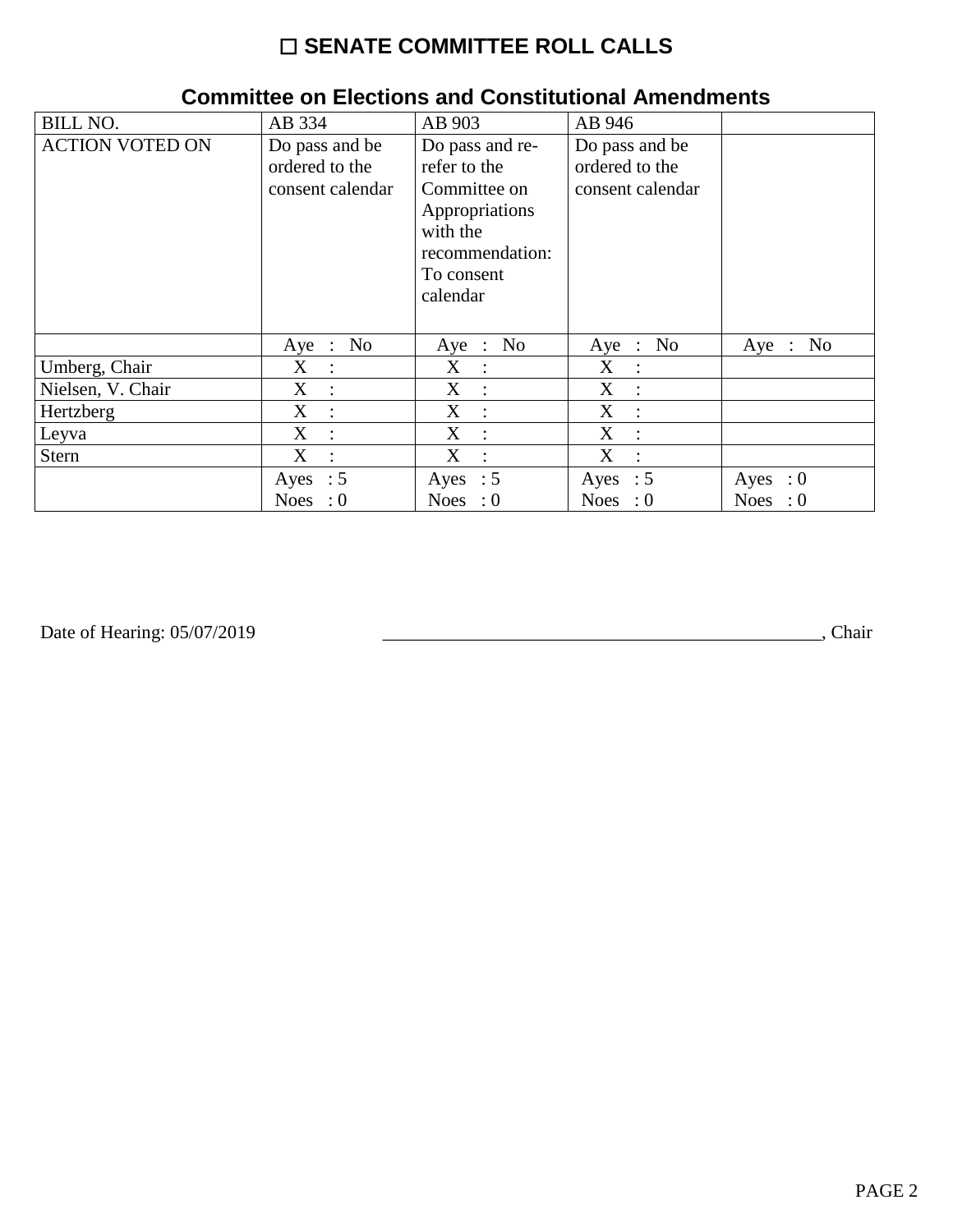# ☐ SENATE COMMITTEE ROLL CALLS

## Committee on Elections and Constitutional Amendments

| BILL NO. | AB 334 | AB 903 | AB 946 | |
|---|---|---|---|---|
| ACTION VOTED ON | Do pass and be ordered to the consent calendar | Do pass and re-refer to the Committee on Appropriations with the recommendation: To consent calendar | Do pass and be ordered to the consent calendar | |
| | Aye : No | Aye : No | Aye : No | Aye : No |
| Umberg, Chair | X : | X : | X : | |
| Nielsen, V. Chair | X : | X : | X : | |
| Hertzberg | X : | X : | X : | |
| Leyva | X : | X : | X : | |
| Stern | X : | X : | X : | |
| | Ayes : 5<br>Noes : 0 | Ayes : 5<br>Noes : 0 | Ayes : 5<br>Noes : 0 | Ayes : 0<br>Noes : 0 |

Date of Hearing: 05/07/2019 _______________________________________________, Chair